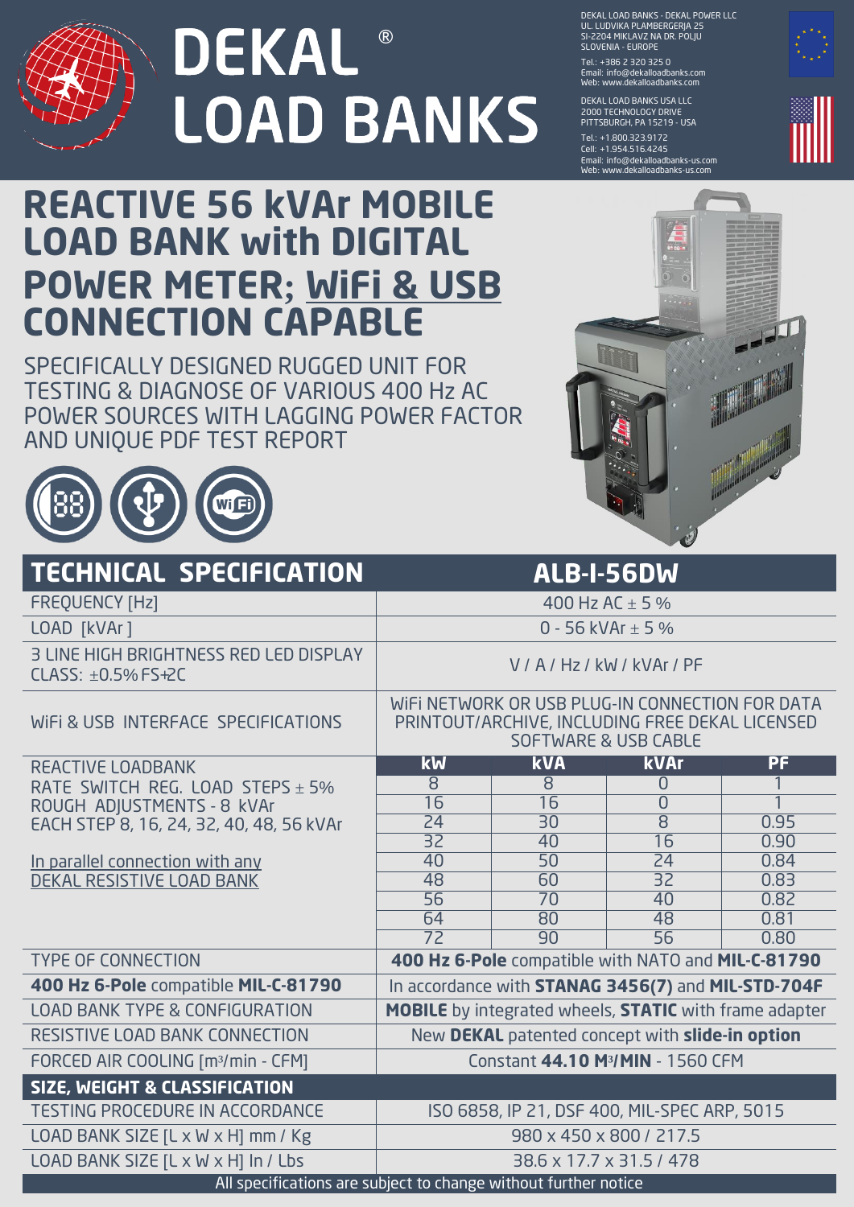# DEKAL® LOAD BANKS

DEKAL LOAD BANKS - DEKAL POWER LLC
UL. LUDVIKA PLAMBERGERJA 25
SI-2204 MIKLAVZ NA DR. POLJU
SLOVENIA - EUROPE
Tel.: +386 2 320 325 0
Email: info@dekalloadbanks.com
Web: www.dekalloadbanks.com

DEKAL LOAD BANKS USA LLC
2000 TECHNOLOGY DRIVE
PITTSBURGH, PA 15219 - USA
Tel.: +1.800.323.9172
Cell: +1.954.516.4245
Email: info@dekalloadbanks-us.com
Web: www.dekalloadbanks-us.com

# REACTIVE 56 kVAr MOBILE LOAD BANK with DIGITAL POWER METER; WiFi & USB CONNECTION CAPABLE

SPECIFICALLY DESIGNED RUGGED UNIT FOR TESTING & DIAGNOSE OF VARIOUS 400 Hz AC POWER SOURCES WITH LAGGING POWER FACTOR AND UNIQUE PDF TEST REPORT

| TECHNICAL SPECIFICATION | ALB-I-56DW | | | |
|---|---|---|---|---|
| FREQUENCY [Hz] | 400 Hz AC ± 5 % | | | |
| LOAD [kVAr ] | 0 - 56 kVAr ± 5 % | | | |
| 3 LINE HIGH BRIGHTNESS RED LED DISPLAY CLASS: ±0.5% FS+2C | V / A / Hz / kW / kVAr / PF | | | |
| WiFi & USB INTERFACE SPECIFICATIONS | WiFi NETWORK OR USB PLUG-IN CONNECTION FOR DATA PRINTOUT/ARCHIVE, INCLUDING FREE DEKAL LICENSED SOFTWARE & USB CABLE | | | |
| REACTIVE LOADBANK RATE SWITCH REG. LOAD STEPS ± 5% ROUGH ADJUSTMENTS - 8 kVAr EACH STEP 8, 16, 24, 32, 40, 48, 56 kVAr<br><br>In parallel connection with any DEKAL RESISTIVE LOAD BANK | **kW** | **kVA** | **kVAr** | **PF** |
| | 8 | 8 | 0 | 1 |
| | 16 | 16 | 0 | 1 |
| | 24 | 30 | 8 | 0.95 |
| | 32 | 40 | 16 | 0.90 |
| | 40 | 50 | 24 | 0.84 |
| | 48 | 60 | 32 | 0.83 |
| | 56 | 70 | 40 | 0.82 |
| | 64 | 80 | 48 | 0.81 |
| | 72 | 90 | 56 | 0.80 |
| TYPE OF CONNECTION | **400 Hz 6-Pole** compatible with NATO and **MIL-C-81790** | | | |
| **400 Hz 6-Pole** compatible **MIL-C-81790** | In accordance with **STANAG 3456(7)** and **MIL-STD-704F** | | | |
| LOAD BANK TYPE & CONFIGURATION | **MOBILE** by integrated wheels, **STATIC** with frame adapter | | | |
| RESISTIVE LOAD BANK CONNECTION | New **DEKAL** patented concept with **slide-in option** | | | |
| FORCED AIR COOLING [m³/min - CFM] | Constant **44.10 M³/MIN** - 1560 CFM | | | |
| **SIZE, WEIGHT & CLASSIFICATION** | | | | |
| TESTING PROCEDURE IN ACCORDANCE | ISO 6858, IP 21, DSF 400, MIL-SPEC ARP, 5015 | | | |
| LOAD BANK SIZE [L x W x H] mm / Kg | 980 x 450 x 800 / 217.5 | | | |
| LOAD BANK SIZE [L x W x H] In / Lbs | 38.6 x 17.7 x 31.5 / 478 | | | |

All specifications are subject to change without further notice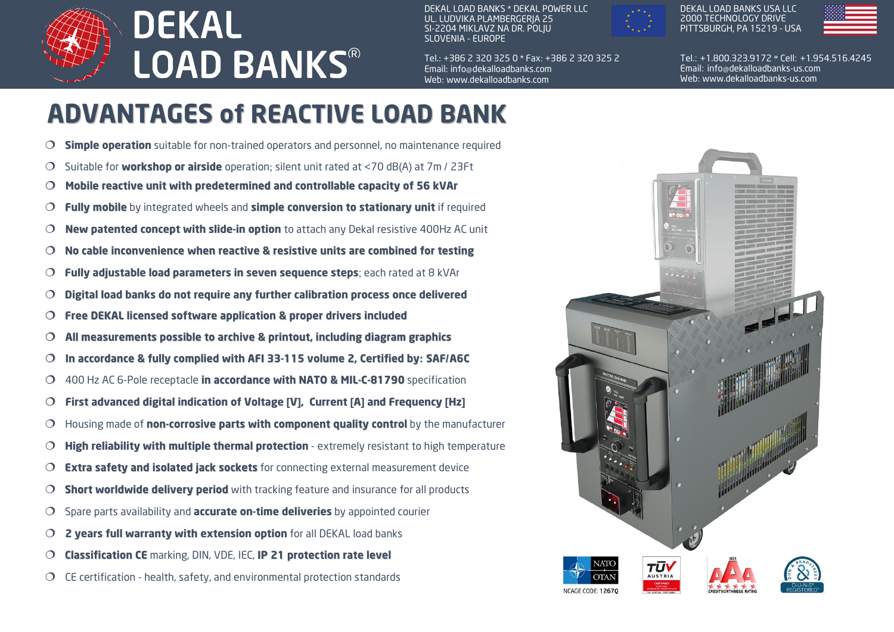# DEKAL LOAD BANKS®

DEKAL LOAD BANKS * DEKAL POWER LLC
UL. LUDVIKA PLAMBERGERJA 25
SI-2204 MIKLAVZ NA DR. POLJU
SLOVENIA - EUROPE

Tel.: +386 2 320 325 0 * Fax: +386 2 320 325 2
Email: info@dekalloadbanks.com
Web: www.dekalloadbanks.com

DEKAL LOAD BANKS USA LLC
2000 TECHNOLOGY DRIVE
PITTSBURGH, PA 15219 - USA

Tel.: +1.800.323.9172 * Cell: +1.954.516.4245
Email: info@dekalloadbanks-us.com
Web: www.dekalloadbanks-us.com

## ADVANTAGES of REACTIVE LOAD BANK

- **Simple operation** suitable for non-trained operators and personnel, no maintenance required
- Suitable for **workshop or airside** operation; silent unit rated at <70 dB(A) at 7m / 23Ft
- **Mobile reactive unit with predetermined and controllable capacity of 56 kVAr**
- **Fully mobile** by integrated wheels and **simple conversion to stationary unit** if required
- **New patented concept with slide-in option** to attach any Dekal resistive 400Hz AC unit
- **No cable inconvenience when reactive & resistive units are combined for testing**
- **Fully adjustable load parameters in seven sequence steps**; each rated at 8 kVAr
- **Digital load banks do not require any further calibration process once delivered**
- **Free DEKAL licensed software application & proper drivers included**
- **All measurements possible to archive & printout, including diagram graphics**
- **In accordance & fully complied with AFI 33-115 volume 2, Certified by: SAF/A6C**
- 400 Hz AC 6-Pole receptacle **in accordance with NATO & MIL-C-81790** specification
- **First advanced digital indication of Voltage [V], Current [A] and Frequency [Hz]**
- Housing made of **non-corrosive parts with component quality control** by the manufacturer
- **High reliability with multiple thermal protection** - extremely resistant to high temperature
- **Extra safety and isolated jack sockets** for connecting external measurement device
- **Short worldwide delivery period** with tracking feature and insurance for all products
- Spare parts availability and **accurate on-time deliveries** by appointed courier
- **2 years full warranty with extension option** for all DEKAL load banks
- **Classification CE** marking, DIN, VDE, IEC, **IP 21 protection rate level**
- CE certification - health, safety, and environmental protection standards

NCAGE CODE: 1267Q